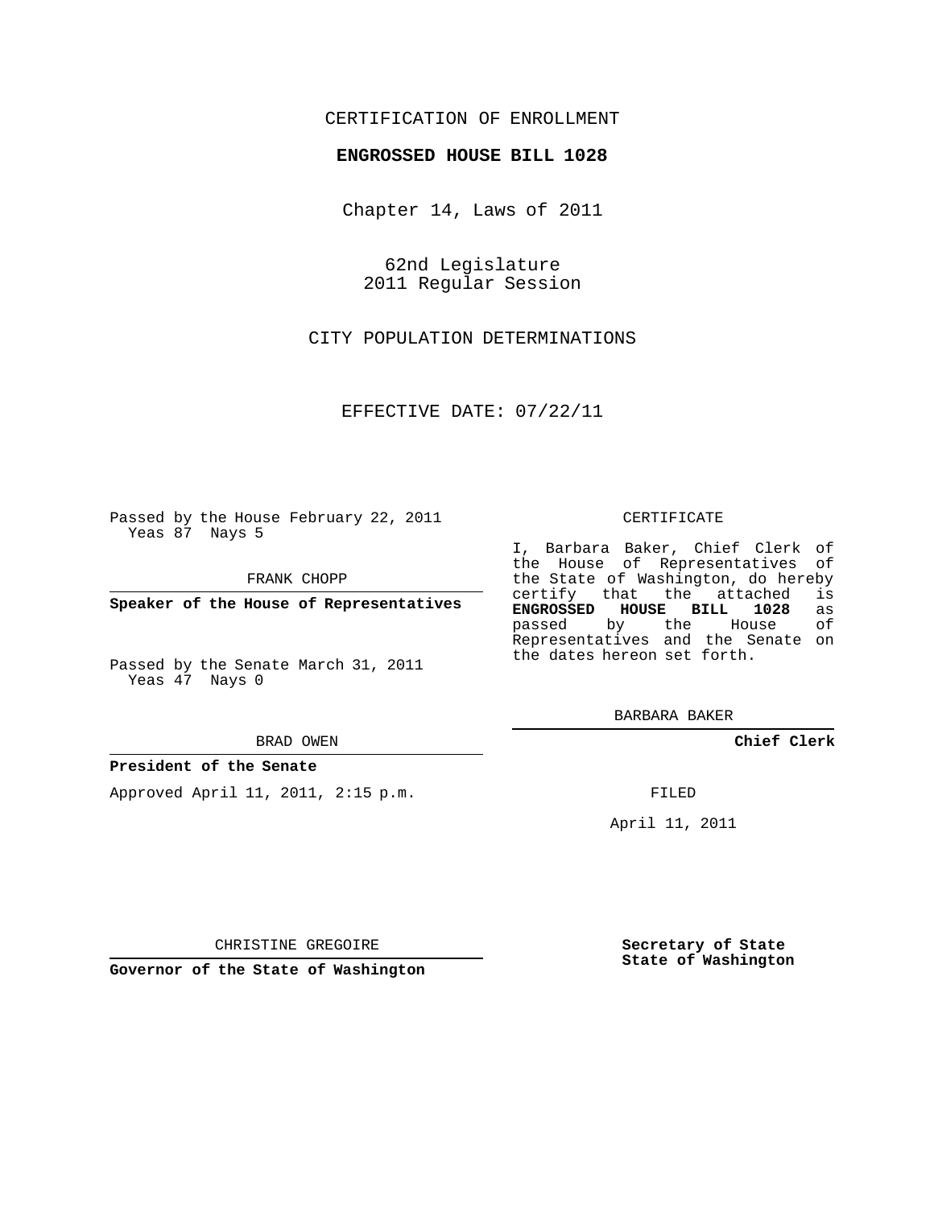CERTIFICATION OF ENROLLMENT

**ENGROSSED HOUSE BILL 1028**

Chapter 14, Laws of 2011

62nd Legislature
2011 Regular Session

CITY POPULATION DETERMINATIONS

EFFECTIVE DATE: 07/22/11

Passed by the House February 22, 2011
Yeas 87 Nays 5

FRANK CHOPP

**Speaker of the House of Representatives**

Passed by the Senate March 31, 2011
Yeas 47 Nays 0

BRAD OWEN

**President of the Senate**

Approved April 11, 2011, 2:15 p.m.

CHRISTINE GREGOIRE

**Governor of the State of Washington**

CERTIFICATE

I, Barbara Baker, Chief Clerk of the House of Representatives of the State of Washington, do hereby certify that the attached is **ENGROSSED HOUSE BILL 1028** as passed by the House of Representatives and the Senate on the dates hereon set forth.

BARBARA BAKER

**Chief Clerk**

FILED

April 11, 2011

**Secretary of State**
**State of Washington**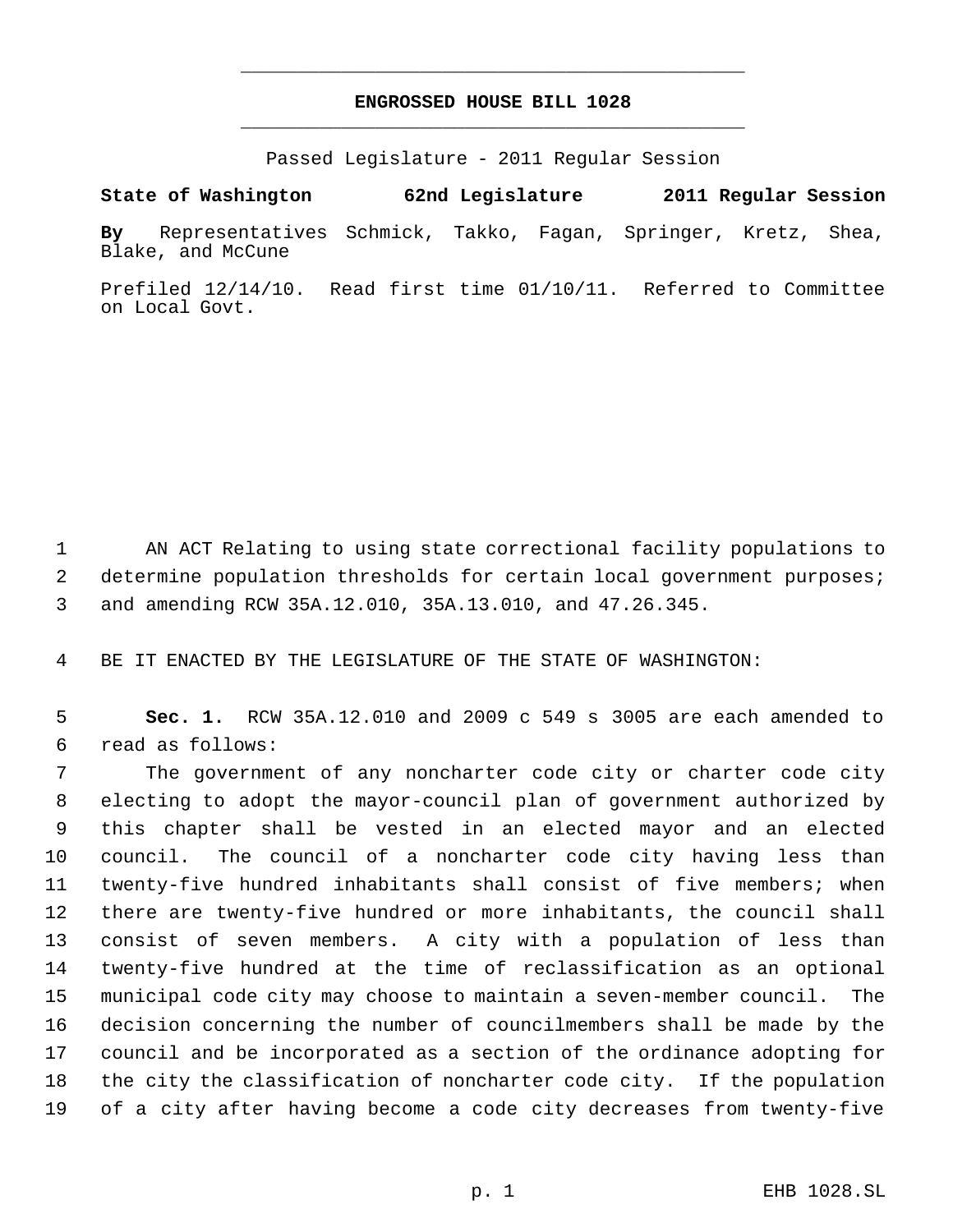# ENGROSSED HOUSE BILL 1028

Passed Legislature - 2011 Regular Session

**State of Washington 62nd Legislature 2011 Regular Session**

**By** Representatives Schmick, Takko, Fagan, Springer, Kretz, Shea, Blake, and McCune

Prefiled 12/14/10. Read first time 01/10/11. Referred to Committee on Local Govt.

AN ACT Relating to using state correctional facility populations to determine population thresholds for certain local government purposes; and amending RCW 35A.12.010, 35A.13.010, and 47.26.345.

BE IT ENACTED BY THE LEGISLATURE OF THE STATE OF WASHINGTON:

**Sec. 1.** RCW 35A.12.010 and 2009 c 549 s 3005 are each amended to read as follows:

The government of any noncharter code city or charter code city electing to adopt the mayor-council plan of government authorized by this chapter shall be vested in an elected mayor and an elected council. The council of a noncharter code city having less than twenty-five hundred inhabitants shall consist of five members; when there are twenty-five hundred or more inhabitants, the council shall consist of seven members. A city with a population of less than twenty-five hundred at the time of reclassification as an optional municipal code city may choose to maintain a seven-member council. The decision concerning the number of councilmembers shall be made by the council and be incorporated as a section of the ordinance adopting for the city the classification of noncharter code city. If the population of a city after having become a code city decreases from twenty-five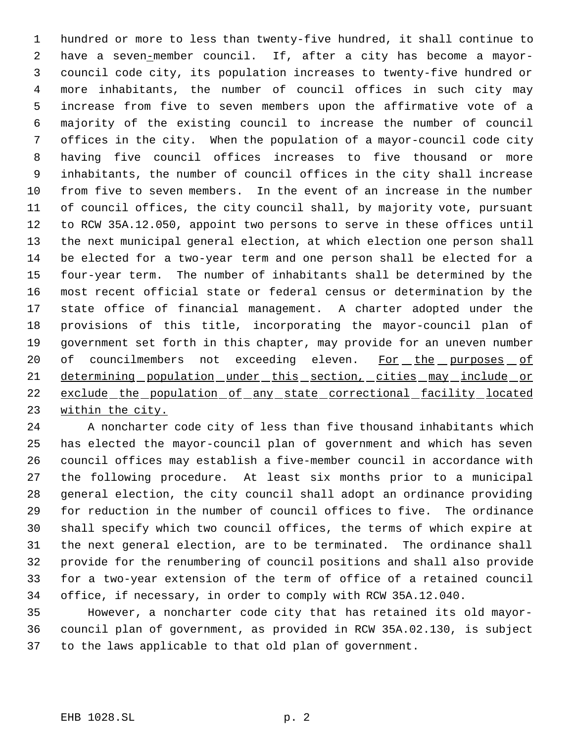hundred or more to less than twenty-five hundred, it shall continue to have a seven-member council. If, after a city has become a mayor-council code city, its population increases to twenty-five hundred or more inhabitants, the number of council offices in such city may increase from five to seven members upon the affirmative vote of a majority of the existing council to increase the number of council offices in the city. When the population of a mayor-council code city having five council offices increases to five thousand or more inhabitants, the number of council offices in the city shall increase from five to seven members. In the event of an increase in the number of council offices, the city council shall, by majority vote, pursuant to RCW 35A.12.050, appoint two persons to serve in these offices until the next municipal general election, at which election one person shall be elected for a two-year term and one person shall be elected for a four-year term. The number of inhabitants shall be determined by the most recent official state or federal census or determination by the state office of financial management. A charter adopted under the provisions of this title, incorporating the mayor-council plan of government set forth in this chapter, may provide for an uneven number of councilmembers not exceeding eleven. <u>For the purposes of determining population under this section, cities may include or exclude the population of any state correctional facility located within the city.</u>

A noncharter code city of less than five thousand inhabitants which has elected the mayor-council plan of government and which has seven council offices may establish a five-member council in accordance with the following procedure. At least six months prior to a municipal general election, the city council shall adopt an ordinance providing for reduction in the number of council offices to five. The ordinance shall specify which two council offices, the terms of which expire at the next general election, are to be terminated. The ordinance shall provide for the renumbering of council positions and shall also provide for a two-year extension of the term of office of a retained council office, if necessary, in order to comply with RCW 35A.12.040.

However, a noncharter code city that has retained its old mayor-council plan of government, as provided in RCW 35A.02.130, is subject to the laws applicable to that old plan of government.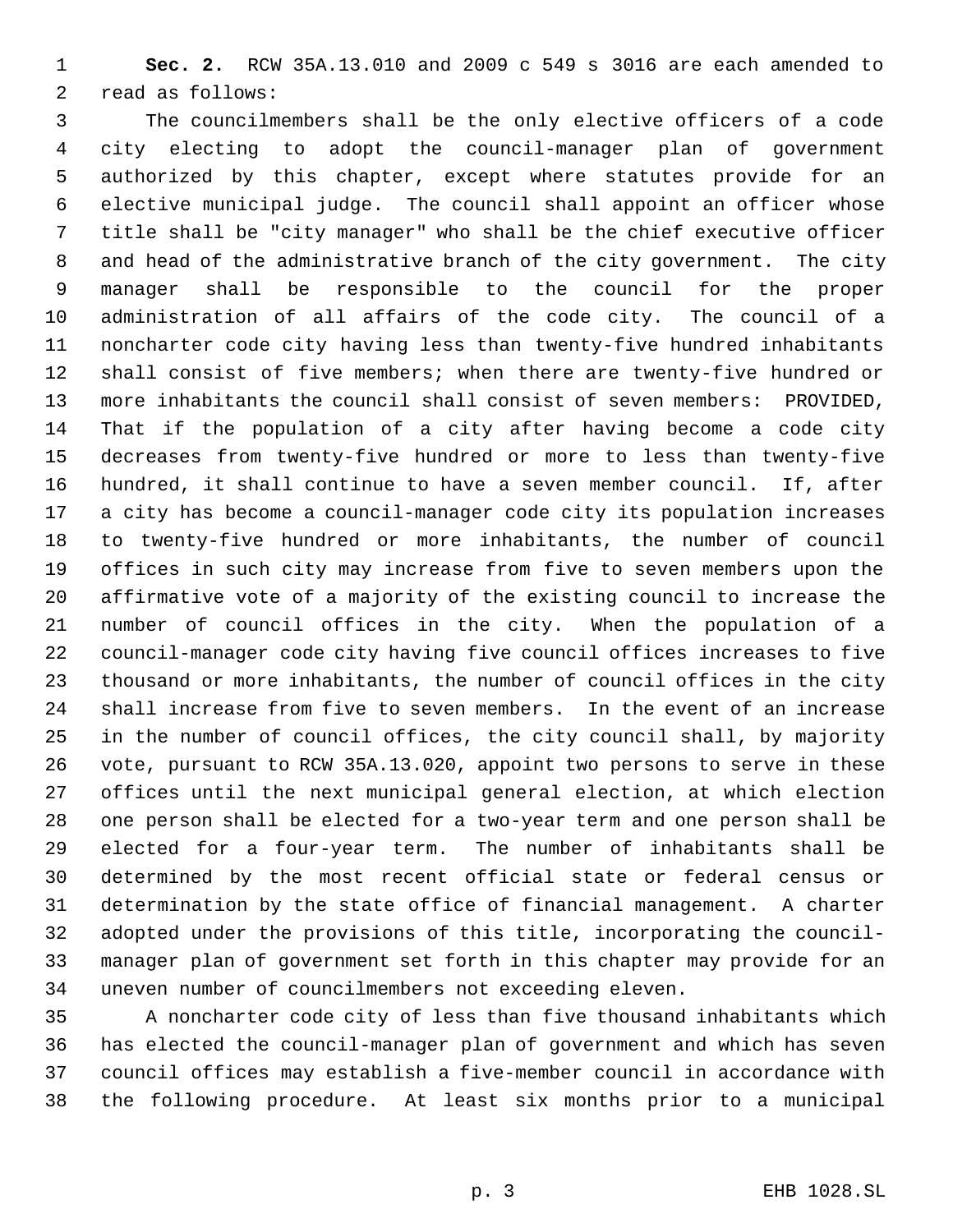**Sec. 2.** RCW 35A.13.010 and 2009 c 549 s 3016 are each amended to read as follows:

The councilmembers shall be the only elective officers of a code city electing to adopt the council-manager plan of government authorized by this chapter, except where statutes provide for an elective municipal judge. The council shall appoint an officer whose title shall be "city manager" who shall be the chief executive officer and head of the administrative branch of the city government. The city manager shall be responsible to the council for the proper administration of all affairs of the code city. The council of a noncharter code city having less than twenty-five hundred inhabitants shall consist of five members; when there are twenty-five hundred or more inhabitants the council shall consist of seven members: PROVIDED, That if the population of a city after having become a code city decreases from twenty-five hundred or more to less than twenty-five hundred, it shall continue to have a seven member council. If, after a city has become a council-manager code city its population increases to twenty-five hundred or more inhabitants, the number of council offices in such city may increase from five to seven members upon the affirmative vote of a majority of the existing council to increase the number of council offices in the city. When the population of a council-manager code city having five council offices increases to five thousand or more inhabitants, the number of council offices in the city shall increase from five to seven members. In the event of an increase in the number of council offices, the city council shall, by majority vote, pursuant to RCW 35A.13.020, appoint two persons to serve in these offices until the next municipal general election, at which election one person shall be elected for a two-year term and one person shall be elected for a four-year term. The number of inhabitants shall be determined by the most recent official state or federal census or determination by the state office of financial management. A charter adopted under the provisions of this title, incorporating the council-manager plan of government set forth in this chapter may provide for an uneven number of councilmembers not exceeding eleven.

A noncharter code city of less than five thousand inhabitants which has elected the council-manager plan of government and which has seven council offices may establish a five-member council in accordance with the following procedure. At least six months prior to a municipal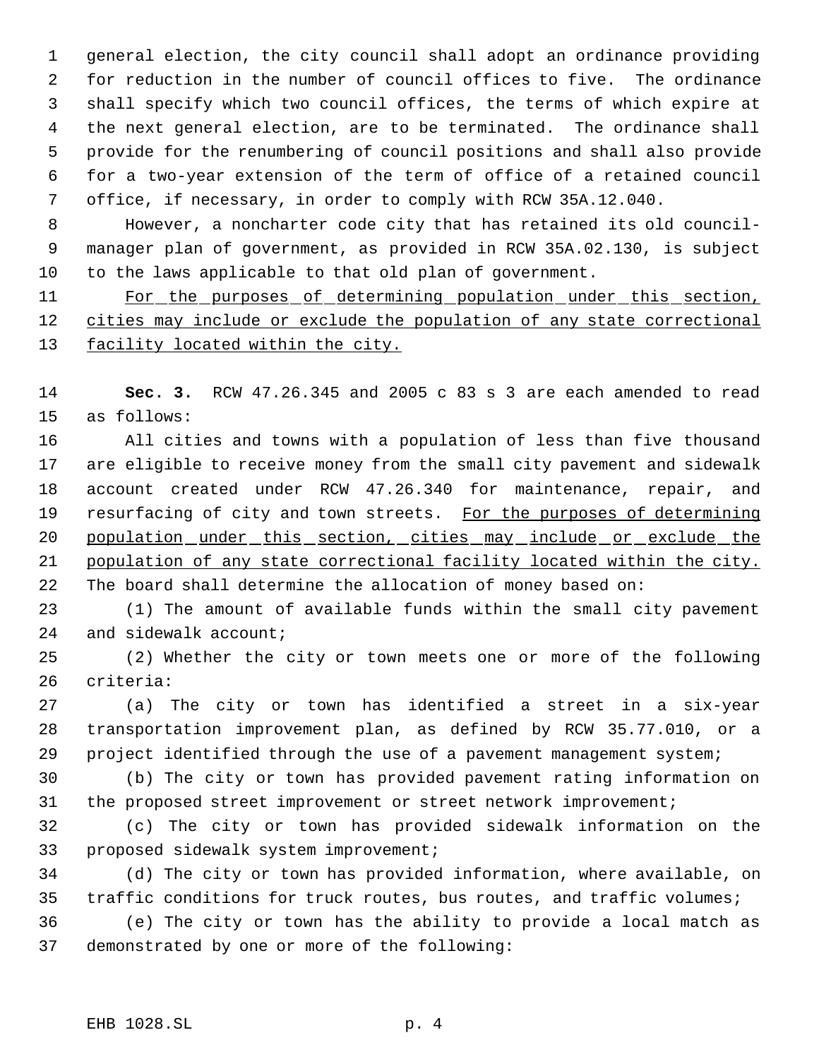general election, the city council shall adopt an ordinance providing for reduction in the number of council offices to five. The ordinance shall specify which two council offices, the terms of which expire at the next general election, are to be terminated. The ordinance shall provide for the renumbering of council positions and shall also provide for a two-year extension of the term of office of a retained council office, if necessary, in order to comply with RCW 35A.12.040.

However, a noncharter code city that has retained its old council-manager plan of government, as provided in RCW 35A.02.130, is subject to the laws applicable to that old plan of government.

<u>For the purposes of determining population under this section, cities may include or exclude the population of any state correctional facility located within the city.</u>

**Sec. 3.** RCW 47.26.345 and 2005 c 83 s 3 are each amended to read as follows:

All cities and towns with a population of less than five thousand are eligible to receive money from the small city pavement and sidewalk account created under RCW 47.26.340 for maintenance, repair, and resurfacing of city and town streets. <u>For the purposes of determining population under this section, cities may include or exclude the population of any state correctional facility located within the city.</u> The board shall determine the allocation of money based on:

(1) The amount of available funds within the small city pavement and sidewalk account;

(2) Whether the city or town meets one or more of the following criteria:

(a) The city or town has identified a street in a six-year transportation improvement plan, as defined by RCW 35.77.010, or a project identified through the use of a pavement management system;

(b) The city or town has provided pavement rating information on the proposed street improvement or street network improvement;

(c) The city or town has provided sidewalk information on the proposed sidewalk system improvement;

(d) The city or town has provided information, where available, on traffic conditions for truck routes, bus routes, and traffic volumes;

(e) The city or town has the ability to provide a local match as demonstrated by one or more of the following: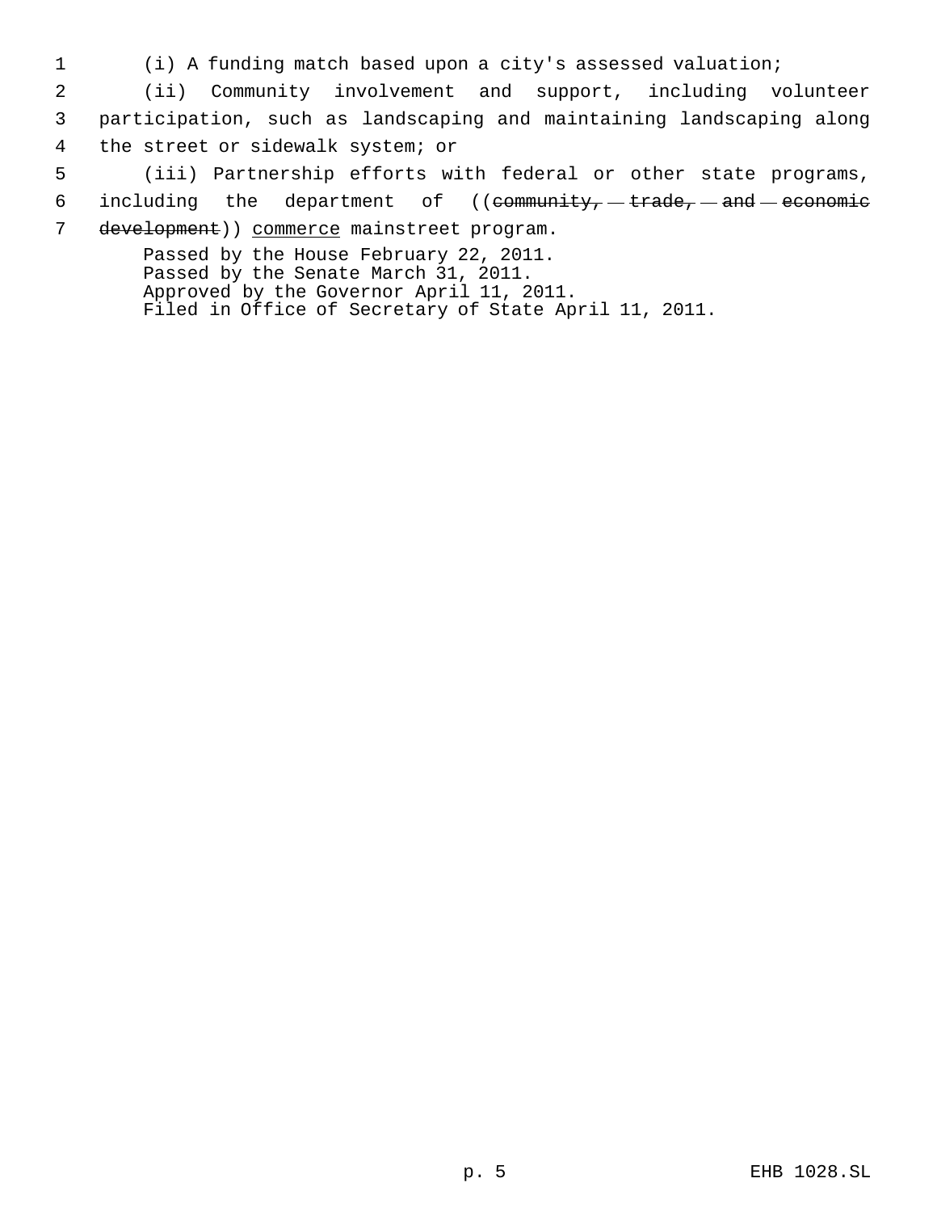(i) A funding match based upon a city's assessed valuation;

(ii) Community involvement and support, including volunteer participation, such as landscaping and maintaining landscaping along the street or sidewalk system; or

(iii) Partnership efforts with federal or other state programs, including the department of ((~~community, trade, and economic development~~)) <u>commerce</u> mainstreet program.

Passed by the House February 22, 2011.
Passed by the Senate March 31, 2011.
Approved by the Governor April 11, 2011.
Filed in Office of Secretary of State April 11, 2011.